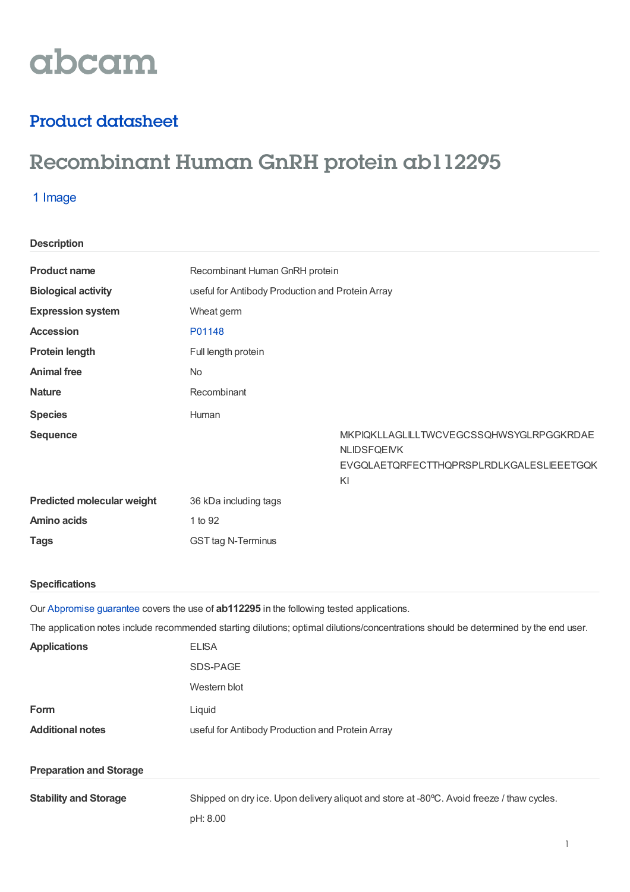abcam

## Product datasheet

# Recombinant Human GnRH protein ab112295

1 Image

### Description

| | |
|---|---|
| **Product name** | Recombinant Human GnRH protein |
| **Biological activity** | useful for Antibody Production and Protein Array |
| **Expression system** | Wheat germ |
| **Accession** | P01148 |
| **Protein length** | Full length protein |
| **Animal free** | No |
| **Nature** | Recombinant |
| **Species** | Human |
| **Sequence** | MKPIQKLLAGLILLTWCVEGCSSQHWSYGLRPGGKRDAE NLIDSFQEIVK EVGQLAETQRFECTTHQPRSPLRDLKGALESLIEEETGQK KI |
| **Predicted molecular weight** | 36 kDa including tags |
| **Amino acids** | 1 to 92 |
| **Tags** | GST tag N-Terminus |

### Specifications

Our Abpromise guarantee covers the use of **ab112295** in the following tested applications.

The application notes include recommended starting dilutions; optimal dilutions/concentrations should be determined by the end user.

| | |
|---|---|
| **Applications** | ELISA<br>SDS-PAGE<br>Western blot |
| **Form** | Liquid |
| **Additional notes** | useful for Antibody Production and Protein Array |

### Preparation and Storage

| | |
|---|---|
| **Stability and Storage** | Shipped on dry ice. Upon delivery aliquot and store at -80ºC. Avoid freeze / thaw cycles.<br><br>pH: 8.00 |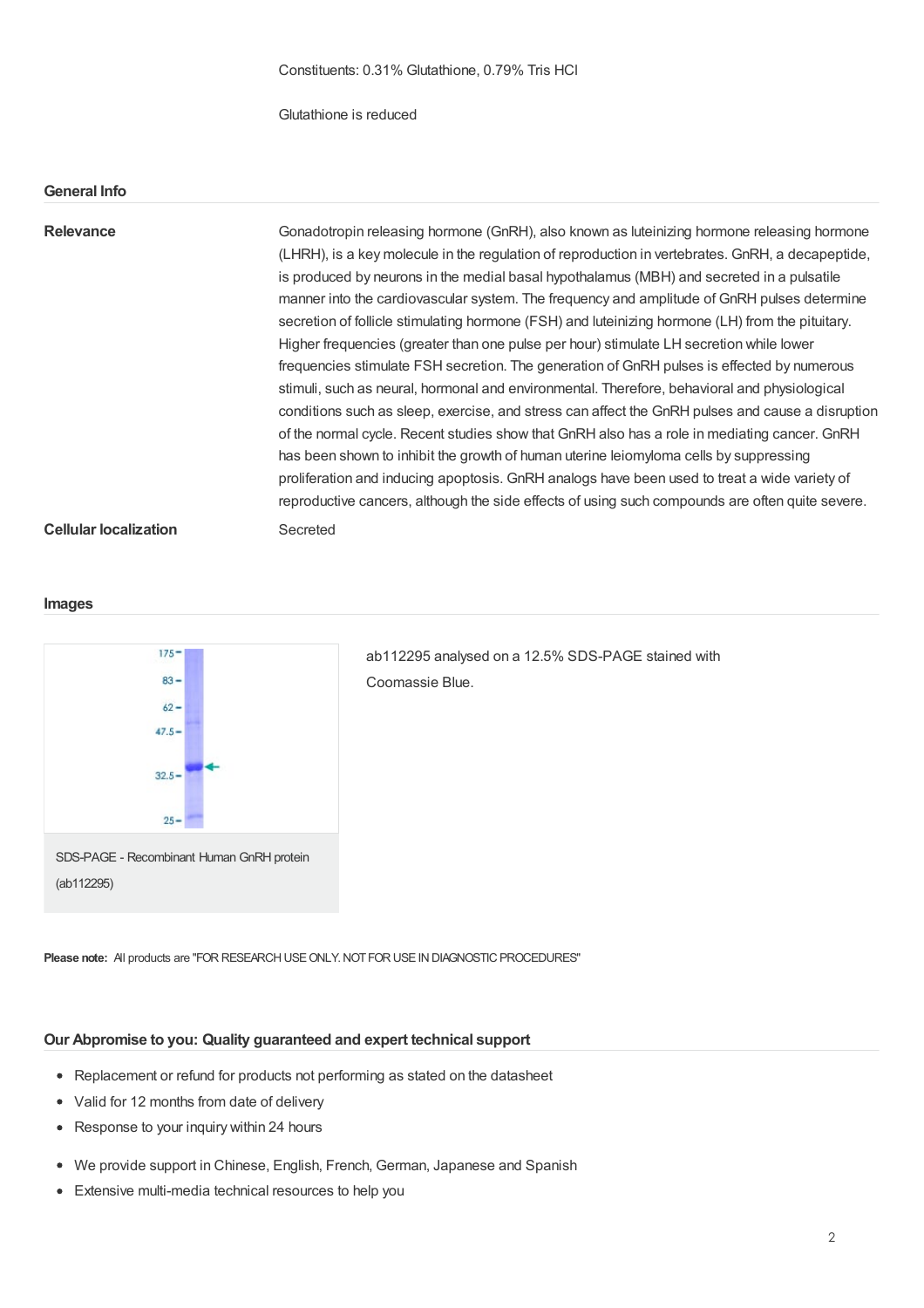Constituents: 0.31% Glutathione, 0.79% Tris HCl

Glutathione is reduced

## General Info

**Relevance**

Gonadotropin releasing hormone (GnRH), also known as luteinizing hormone releasing hormone (LHRH), is a key molecule in the regulation of reproduction in vertebrates. GnRH, a decapeptide, is produced by neurons in the medial basal hypothalamus (MBH) and secreted in a pulsatile manner into the cardiovascular system. The frequency and amplitude of GnRH pulses determine secretion of follicle stimulating hormone (FSH) and luteinizing hormone (LH) from the pituitary. Higher frequencies (greater than one pulse per hour) stimulate LH secretion while lower frequencies stimulate FSH secretion. The generation of GnRH pulses is effected by numerous stimuli, such as neural, hormonal and environmental. Therefore, behavioral and physiological conditions such as sleep, exercise, and stress can affect the GnRH pulses and cause a disruption of the normal cycle. Recent studies show that GnRH also has a role in mediating cancer. GnRH has been shown to inhibit the growth of human uterine leiomyloma cells by suppressing proliferation and inducing apoptosis. GnRH analogs have been used to treat a wide variety of reproductive cancers, although the side effects of using such compounds are often quite severe.

**Cellular localization**

Secreted

## Images

SDS-PAGE - Recombinant Human GnRH protein (ab112295)

ab112295 analysed on a 12.5% SDS-PAGE stained with Coomassie Blue.

**Please note:** All products are "FOR RESEARCH USE ONLY. NOT FOR USE IN DIAGNOSTIC PROCEDURES"

## Our Abpromise to you: Quality guaranteed and expert technical support

- Replacement or refund for products not performing as stated on the datasheet
- Valid for 12 months from date of delivery
- Response to your inquiry within 24 hours

- We provide support in Chinese, English, French, German, Japanese and Spanish
- Extensive multi-media technical resources to help you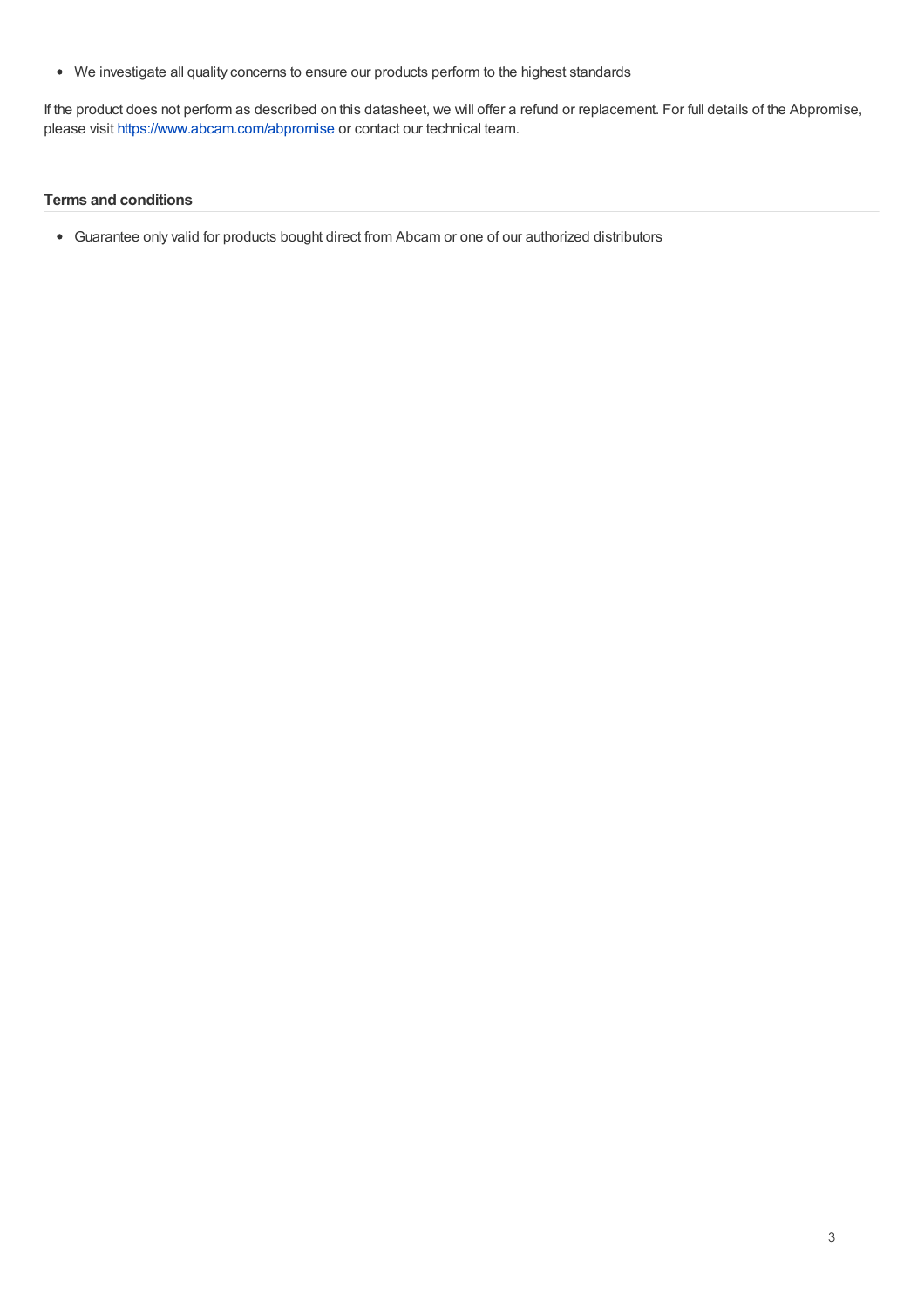- We investigate all quality concerns to ensure our products perform to the highest standards

If the product does not perform as described on this datasheet, we will offer a refund or replacement. For full details of the Abpromise, please visit https://www.abcam.com/abpromise or contact our technical team.

## Terms and conditions

- Guarantee only valid for products bought direct from Abcam or one of our authorized distributors